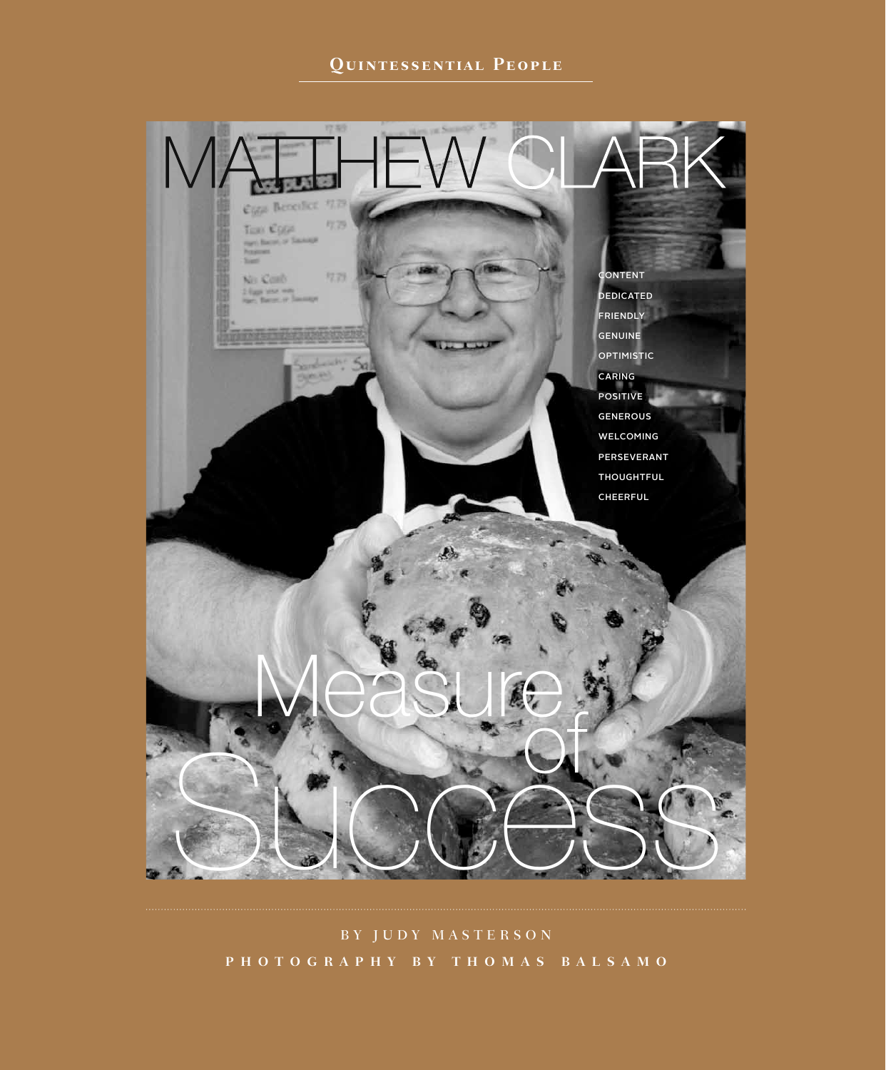**Quintessential People**

# MATTHEW CLARK

CONTENT
DEDICATED
FRIENDLY
GENUINE
OPTIMISTIC
CARING
POSITIVE
GENEROUS
WELCOMING
PERSEVERANT
THOUGHTFUL
CHEERFUL

# Measure of Success

BY JUDY MASTERSON

PHOTOGRAPHY BY THOMAS BALSAMO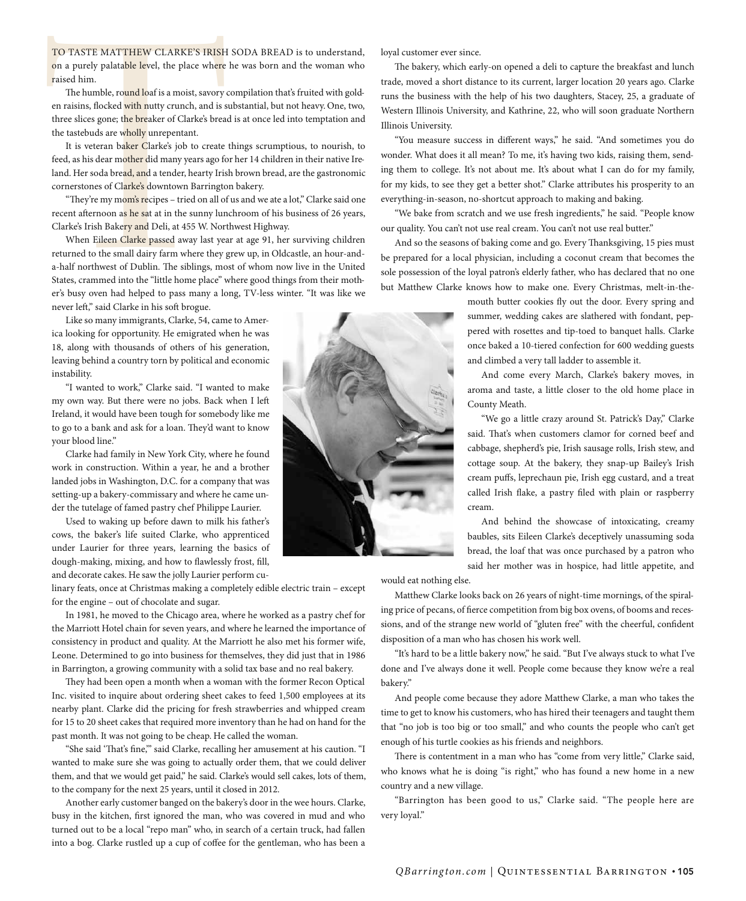TO TASTE MATTHEW CLARKE'S IRISH SODA BREAD is to understand, on a purely palatable level, the place where he was born and the woman who raised him.

The humble, round loaf is a moist, savory compilation that's fruited with golden raisins, flocked with nutty crunch, and is substantial, but not heavy. One, two, three slices gone; the breaker of Clarke's bread is at once led into temptation and the tastebuds are wholly unrepentant.

It is veteran baker Clarke's job to create things scrumptious, to nourish, to feed, as his dear mother did many years ago for her 14 children in their native Ireland. Her soda bread, and a tender, hearty Irish brown bread, are the gastronomic cornerstones of Clarke's downtown Barrington bakery.

"They're my mom's recipes – tried on all of us and we ate a lot," Clarke said one recent afternoon as he sat at in the sunny lunchroom of his business of 26 years, Clarke's Irish Bakery and Deli, at 455 W. Northwest Highway.

When Eileen Clarke passed away last year at age 91, her surviving children returned to the small dairy farm where they grew up, in Oldcastle, an hour-and-a-half northwest of Dublin. The siblings, most of whom now live in the United States, crammed into the "little home place" where good things from their mother's busy oven had helped to pass many a long, TV-less winter. "It was like we never left," said Clarke in his soft brogue.

Like so many immigrants, Clarke, 54, came to America looking for opportunity. He emigrated when he was 18, along with thousands of others of his generation, leaving behind a country torn by political and economic instability.

"I wanted to work," Clarke said. "I wanted to make my own way. But there were no jobs. Back when I left Ireland, it would have been tough for somebody like me to go to a bank and ask for a loan. They'd want to know your blood line."

Clarke had family in New York City, where he found work in construction. Within a year, he and a brother landed jobs in Washington, D.C. for a company that was setting-up a bakery-commissary and where he came under the tutelage of famed pastry chef Philippe Laurier.

Used to waking up before dawn to milk his father's cows, the baker's life suited Clarke, who apprenticed under Laurier for three years, learning the basics of dough-making, mixing, and how to flawlessly frost, fill, and decorate cakes. He saw the jolly Laurier perform culinary feats, once at Christmas making a completely edible electric train – except for the engine – out of chocolate and sugar.

In 1981, he moved to the Chicago area, where he worked as a pastry chef for the Marriott Hotel chain for seven years, and where he learned the importance of consistency in product and quality. At the Marriott he also met his former wife, Leone. Determined to go into business for themselves, they did just that in 1986 in Barrington, a growing community with a solid tax base and no real bakery.

They had been open a month when a woman with the former Recon Optical Inc. visited to inquire about ordering sheet cakes to feed 1,500 employees at its nearby plant. Clarke did the pricing for fresh strawberries and whipped cream for 15 to 20 sheet cakes that required more inventory than he had on hand for the past month. It was not going to be cheap. He called the woman.

"She said 'That's fine,'" said Clarke, recalling her amusement at his caution. "I wanted to make sure she was going to actually order them, that we could deliver them, and that we would get paid," he said. Clarke's would sell cakes, lots of them, to the company for the next 25 years, until it closed in 2012.

Another early customer banged on the bakery's door in the wee hours. Clarke, busy in the kitchen, first ignored the man, who was covered in mud and who turned out to be a local "repo man" who, in search of a certain truck, had fallen into a bog. Clarke rustled up a cup of coffee for the gentleman, who has been a loyal customer ever since.

The bakery, which early-on opened a deli to capture the breakfast and lunch trade, moved a short distance to its current, larger location 20 years ago. Clarke runs the business with the help of his two daughters, Stacey, 25, a graduate of Western Illinois University, and Kathrine, 22, who will soon graduate Northern Illinois University.

"You measure success in different ways," he said. "And sometimes you do wonder. What does it all mean? To me, it's having two kids, raising them, sending them to college. It's not about me. It's about what I can do for my family, for my kids, to see they get a better shot." Clarke attributes his prosperity to an everything-in-season, no-shortcut approach to making and baking.

"We bake from scratch and we use fresh ingredients," he said. "People know our quality. You can't not use real cream. You can't not use real butter."

And so the seasons of baking come and go. Every Thanksgiving, 15 pies must be prepared for a local physician, including a coconut cream that becomes the sole possession of the loyal patron's elderly father, who has declared that no one but Matthew Clarke knows how to make one. Every Christmas, melt-in-the-mouth butter cookies fly out the door. Every spring and summer, wedding cakes are slathered with fondant, peppered with rosettes and tip-toed to banquet halls. Clarke once baked a 10-tiered confection for 600 wedding guests and climbed a very tall ladder to assemble it.

And come every March, Clarke's bakery moves, in aroma and taste, a little closer to the old home place in County Meath.

"We go a little crazy around St. Patrick's Day," Clarke said. That's when customers clamor for corned beef and cabbage, shepherd's pie, Irish sausage rolls, Irish stew, and cottage soup. At the bakery, they snap-up Bailey's Irish cream puffs, leprechaun pie, Irish egg custard, and a treat called Irish flake, a pastry filed with plain or raspberry cream.

And behind the showcase of intoxicating, creamy baubles, sits Eileen Clarke's deceptively unassuming soda bread, the loaf that was once purchased by a patron who said her mother was in hospice, had little appetite, and would eat nothing else.

Matthew Clarke looks back on 26 years of night-time mornings, of the spiraling price of pecans, of fierce competition from big box ovens, of booms and recessions, and of the strange new world of "gluten free" with the cheerful, confident disposition of a man who has chosen his work well.

"It's hard to be a little bakery now," he said. "But I've always stuck to what I've done and I've always done it well. People come because they know we're a real bakery."

And people come because they adore Matthew Clarke, a man who takes the time to get to know his customers, who has hired their teenagers and taught them that "no job is too big or too small," and who counts the people who can't get enough of his turtle cookies as his friends and neighbors.

There is contentment in a man who has "come from very little," Clarke said, who knows what he is doing "is right," who has found a new home in a new country and a new village.

"Barrington has been good to us," Clarke said. "The people here are very loyal."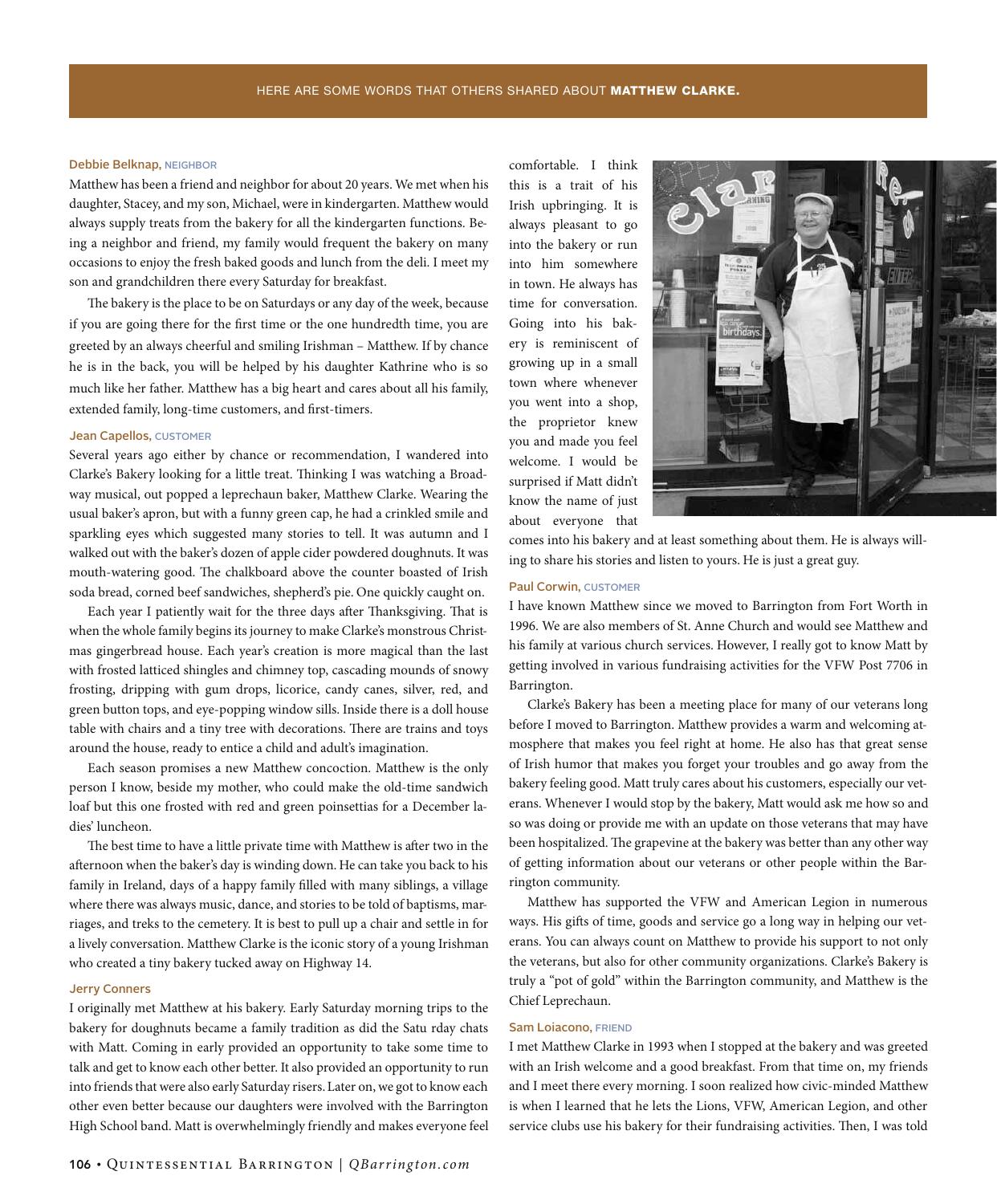HERE ARE SOME WORDS THAT OTHERS SHARED ABOUT **MATTHEW CLARKE.**

**Debbie Belknap,** NEIGHBOR

Matthew has been a friend and neighbor for about 20 years. We met when his daughter, Stacey, and my son, Michael, were in kindergarten. Matthew would always supply treats from the bakery for all the kindergarten functions. Being a neighbor and friend, my family would frequent the bakery on many occasions to enjoy the fresh baked goods and lunch from the deli. I meet my son and grandchildren there every Saturday for breakfast.

The bakery is the place to be on Saturdays or any day of the week, because if you are going there for the first time or the one hundredth time, you are greeted by an always cheerful and smiling Irishman – Matthew. If by chance he is in the back, you will be helped by his daughter Kathrine who is so much like her father. Matthew has a big heart and cares about all his family, extended family, long-time customers, and first-timers.

**Jean Capellos,** CUSTOMER

Several years ago either by chance or recommendation, I wandered into Clarke's Bakery looking for a little treat. Thinking I was watching a Broadway musical, out popped a leprechaun baker, Matthew Clarke. Wearing the usual baker's apron, but with a funny green cap, he had a crinkled smile and sparkling eyes which suggested many stories to tell. It was autumn and I walked out with the baker's dozen of apple cider powdered doughnuts. It was mouth-watering good. The chalkboard above the counter boasted of Irish soda bread, corned beef sandwiches, shepherd's pie. One quickly caught on.

Each year I patiently wait for the three days after Thanksgiving. That is when the whole family begins its journey to make Clarke's monstrous Christmas gingerbread house. Each year's creation is more magical than the last with frosted latticed shingles and chimney top, cascading mounds of snowy frosting, dripping with gum drops, licorice, candy canes, silver, red, and green button tops, and eye-popping window sills. Inside there is a doll house table with chairs and a tiny tree with decorations. There are trains and toys around the house, ready to entice a child and adult's imagination.

Each season promises a new Matthew concoction. Matthew is the only person I know, beside my mother, who could make the old-time sandwich loaf but this one frosted with red and green poinsettias for a December ladies' luncheon.

The best time to have a little private time with Matthew is after two in the afternoon when the baker's day is winding down. He can take you back to his family in Ireland, days of a happy family filled with many siblings, a village where there was always music, dance, and stories to be told of baptisms, marriages, and treks to the cemetery. It is best to pull up a chair and settle in for a lively conversation. Matthew Clarke is the iconic story of a young Irishman who created a tiny bakery tucked away on Highway 14.

**Jerry Conners**

I originally met Matthew at his bakery. Early Saturday morning trips to the bakery for doughnuts became a family tradition as did the Satu rday chats with Matt. Coming in early provided an opportunity to take some time to talk and get to know each other better. It also provided an opportunity to run into friends that were also early Saturday risers. Later on, we got to know each other even better because our daughters were involved with the Barrington High School band. Matt is overwhelmingly friendly and makes everyone feel comfortable. I think this is a trait of his Irish upbringing. It is always pleasant to go into the bakery or run into him somewhere in town. He always has time for conversation. Going into his bakery is reminiscent of growing up in a small town where whenever you went into a shop, the proprietor knew you and made you feel welcome. I would be surprised if Matt didn't know the name of just about everyone that comes into his bakery and at least something about them. He is always willing to share his stories and listen to yours. He is just a great guy.

**Paul Corwin,** CUSTOMER

I have known Matthew since we moved to Barrington from Fort Worth in 1996. We are also members of St. Anne Church and would see Matthew and his family at various church services. However, I really got to know Matt by getting involved in various fundraising activities for the VFW Post 7706 in Barrington.

Clarke's Bakery has been a meeting place for many of our veterans long before I moved to Barrington. Matthew provides a warm and welcoming atmosphere that makes you feel right at home. He also has that great sense of Irish humor that makes you forget your troubles and go away from the bakery feeling good. Matt truly cares about his customers, especially our veterans. Whenever I would stop by the bakery, Matt would ask me how so and so was doing or provide me with an update on those veterans that may have been hospitalized. The grapevine at the bakery was better than any other way of getting information about our veterans or other people within the Barrington community.

Matthew has supported the VFW and American Legion in numerous ways. His gifts of time, goods and service go a long way in helping our veterans. You can always count on Matthew to provide his support to not only the veterans, but also for other community organizations. Clarke's Bakery is truly a "pot of gold" within the Barrington community, and Matthew is the Chief Leprechaun.

**Sam Loiacono,** FRIEND

I met Matthew Clarke in 1993 when I stopped at the bakery and was greeted with an Irish welcome and a good breakfast. From that time on, my friends and I meet there every morning. I soon realized how civic-minded Matthew is when I learned that he lets the Lions, VFW, American Legion, and other service clubs use his bakery for their fundraising activities. Then, I was told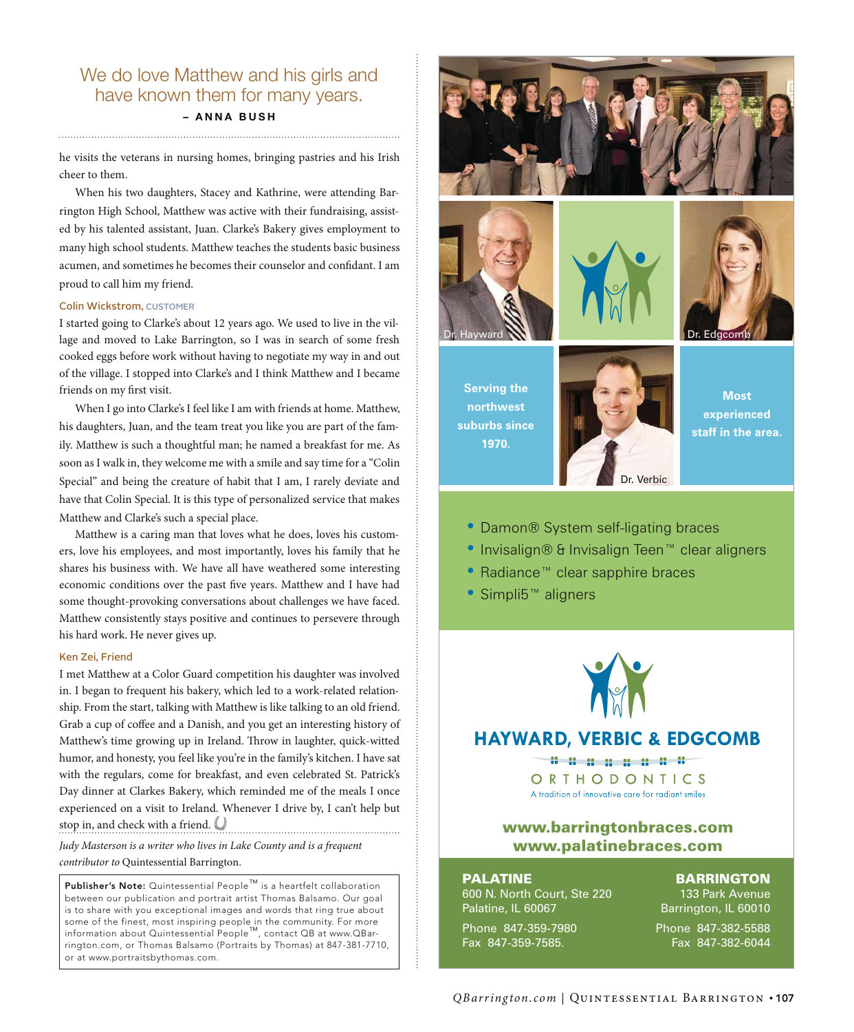> We do love Matthew and his girls and have known them for many years.
>
> **– ANNA BUSH**

he visits the veterans in nursing homes, bringing pastries and his Irish cheer to them.

When his two daughters, Stacey and Kathrine, were attending Barrington High School, Matthew was active with their fundraising, assisted by his talented assistant, Juan. Clarke's Bakery gives employment to many high school students. Matthew teaches the students basic business acumen, and sometimes he becomes their counselor and confidant. I am proud to call him my friend.

**Colin Wickstrom,** CUSTOMER

I started going to Clarke's about 12 years ago. We used to live in the village and moved to Lake Barrington, so I was in search of some fresh cooked eggs before work without having to negotiate my way in and out of the village. I stopped into Clarke's and I think Matthew and I became friends on my first visit.

When I go into Clarke's I feel like I am with friends at home. Matthew, his daughters, Juan, and the team treat you like you are part of the family. Matthew is such a thoughtful man; he named a breakfast for me. As soon as I walk in, they welcome me with a smile and say time for a "Colin Special" and being the creature of habit that I am, I rarely deviate and have that Colin Special. It is this type of personalized service that makes Matthew and Clarke's such a special place.

Matthew is a caring man that loves what he does, loves his customers, love his employees, and most importantly, loves his family that he shares his business with. We have all have weathered some interesting economic conditions over the past five years. Matthew and I have had some thought-provoking conversations about challenges we have faced. Matthew consistently stays positive and continues to persevere through his hard work. He never gives up.

**Ken Zei, Friend**

I met Matthew at a Color Guard competition his daughter was involved in. I began to frequent his bakery, which led to a work-related relationship. From the start, talking with Matthew is like talking to an old friend. Grab a cup of coffee and a Danish, and you get an interesting history of Matthew's time growing up in Ireland. Throw in laughter, quick-witted humor, and honesty, you feel like you're in the family's kitchen. I have sat with the regulars, come for breakfast, and even celebrated St. Patrick's Day dinner at Clarkes Bakery, which reminded me of the meals I once experienced on a visit to Ireland. Whenever I drive by, I can't help but stop in, and check with a friend.

*Judy Masterson is a writer who lives in Lake County and is a frequent contributor to* Quintessential Barrington.

**Publisher's Note:** Quintessential People™ is a heartfelt collaboration between our publication and portrait artist Thomas Balsamo. Our goal is to share with you exceptional images and words that ring true about some of the finest, most inspiring people in the community. For more information about Quintessential People™, contact QB at www.QBarrington.com, or Thomas Balsamo (Portraits by Thomas) at 847-381-7710, or at www.portraitsbythomas.com.

---

Dr. Hayward

Dr. Edgcomb

**Serving the northwest suburbs since 1970.**

Dr. Verbic

**Most experienced staff in the area.**

- Damon® System self-ligating braces
- Invisalign® & Invisalign Teen™ clear aligners
- Radiance™ clear sapphire braces
- Simpli5™ aligners

## HAYWARD, VERBIC & EDGCOMB

ORTHODONTICS

A tradition of innovative care for radiant smiles

**www.barringtonbraces.com**
**www.palatinebraces.com**

**PALATINE**
600 N. North Court, Ste 220
Palatine, IL 60067
Phone 847-359-7980
Fax 847-359-7585.

**BARRINGTON**
133 Park Avenue
Barrington, IL 60010
Phone 847-382-5588
Fax 847-382-6044